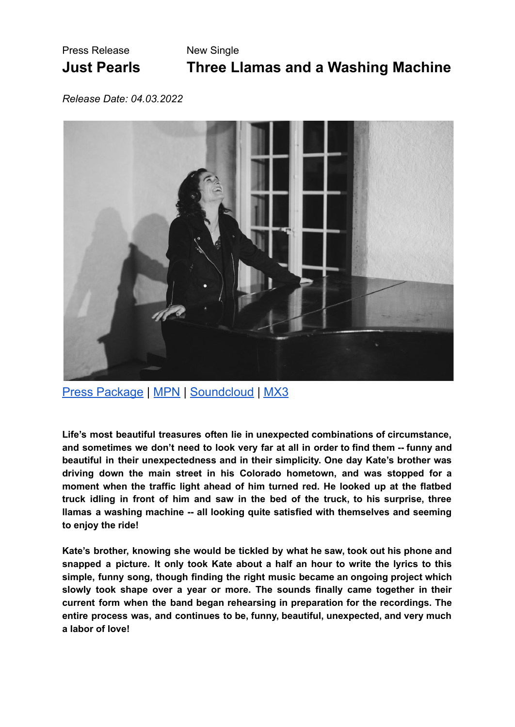Press Release

# Just Pearls

New Single

# Three Llamas and a Washing Machine

*Release Date: 04.03.2022*

Press Package | MPN | Soundcloud | MX3

**Life's most beautiful treasures often lie in unexpected combinations of circumstance, and sometimes we don't need to look very far at all in order to find them -- funny and beautiful in their unexpectedness and in their simplicity. One day Kate's brother was driving down the main street in his Colorado hometown, and was stopped for a moment when the traffic light ahead of him turned red. He looked up at the flatbed truck idling in front of him and saw in the bed of the truck, to his surprise, three llamas a washing machine -- all looking quite satisfied with themselves and seeming to enjoy the ride!**

**Kate's brother, knowing she would be tickled by what he saw, took out his phone and snapped a picture. It only took Kate about a half an hour to write the lyrics to this simple, funny song, though finding the right music became an ongoing project which slowly took shape over a year or more. The sounds finally came together in their current form when the band began rehearsing in preparation for the recordings. The entire process was, and continues to be, funny, beautiful, unexpected, and very much a labor of love!**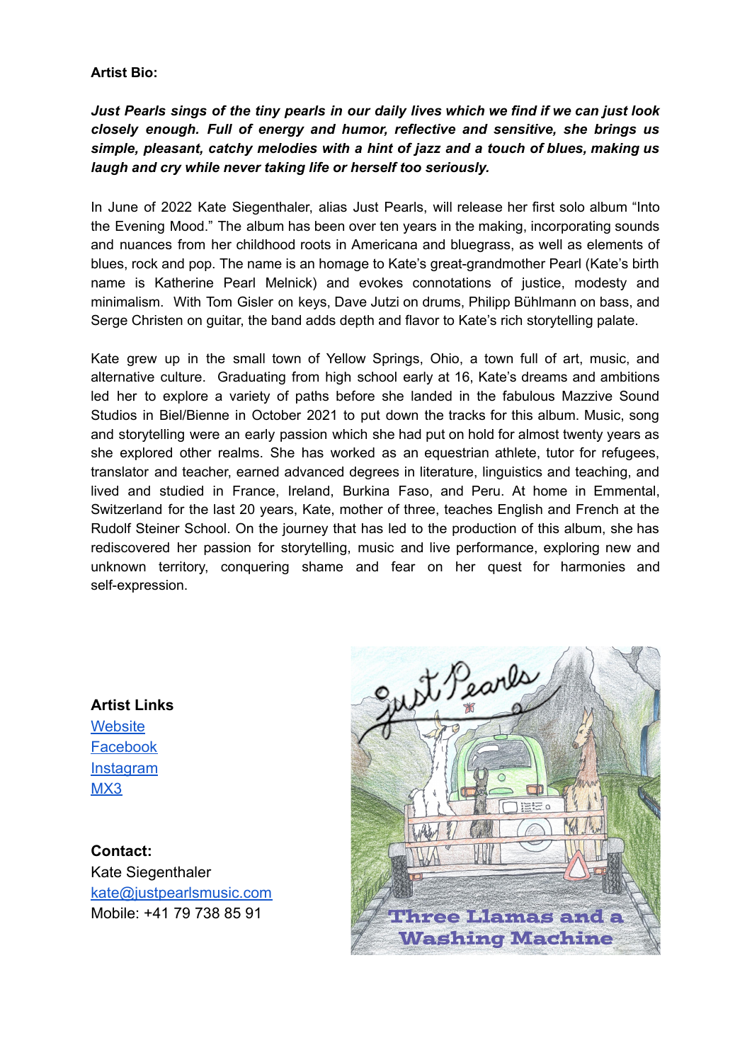**Artist Bio:**

***Just Pearls sings of the tiny pearls in our daily lives which we find if we can just look closely enough. Full of energy and humor, reflective and sensitive, she brings us simple, pleasant, catchy melodies with a hint of jazz and a touch of blues, making us laugh and cry while never taking life or herself too seriously.***

In June of 2022 Kate Siegenthaler, alias Just Pearls, will release her first solo album "Into the Evening Mood." The album has been over ten years in the making, incorporating sounds and nuances from her childhood roots in Americana and bluegrass, as well as elements of blues, rock and pop. The name is an homage to Kate's great-grandmother Pearl (Kate's birth name is Katherine Pearl Melnick) and evokes connotations of justice, modesty and minimalism. With Tom Gisler on keys, Dave Jutzi on drums, Philipp Bühlmann on bass, and Serge Christen on guitar, the band adds depth and flavor to Kate's rich storytelling palate.

Kate grew up in the small town of Yellow Springs, Ohio, a town full of art, music, and alternative culture. Graduating from high school early at 16, Kate's dreams and ambitions led her to explore a variety of paths before she landed in the fabulous Mazzive Sound Studios in Biel/Bienne in October 2021 to put down the tracks for this album. Music, song and storytelling were an early passion which she had put on hold for almost twenty years as she explored other realms. She has worked as an equestrian athlete, tutor for refugees, translator and teacher, earned advanced degrees in literature, linguistics and teaching, and lived and studied in France, Ireland, Burkina Faso, and Peru. At home in Emmental, Switzerland for the last 20 years, Kate, mother of three, teaches English and French at the Rudolf Steiner School. On the journey that has led to the production of this album, she has rediscovered her passion for storytelling, music and live performance, exploring new and unknown territory, conquering shame and fear on her quest for harmonies and self-expression.

**Artist Links**

Website
Facebook
Instagram
MX3

**Contact:**

Kate Siegenthaler
kate@justpearlsmusic.com
Mobile: +41 79 738 85 91

Just Pearls

Three Llamas and a Washing Machine